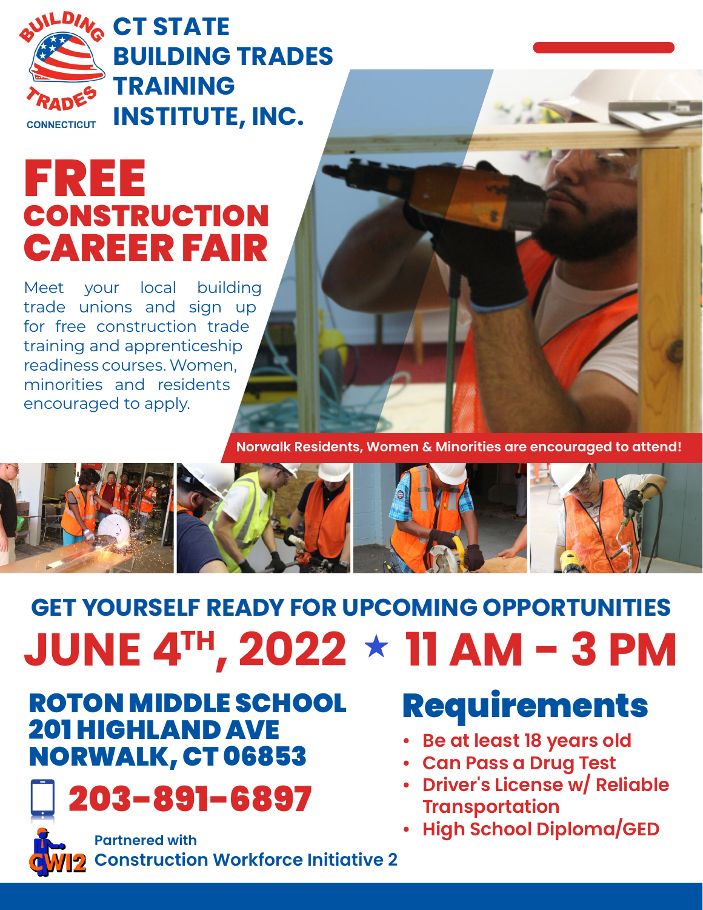# CT STATE BUILDING TRADES TRAINING INSTITUTE, INC.

# FREE CONSTRUCTION CAREER FAIR

Meet your local building trade unions and sign up for free construction trade training and apprenticeship readiness courses. Women, minorities and residents encouraged to apply.

**Norwalk Residents, Women & Minorities are encouraged to attend!**

## GET YOURSELF READY FOR UPCOMING OPPORTUNITIES

## JUNE 4TH, 2022 ★ 11 AM - 3 PM

**ROTON MIDDLE SCHOOL**
**201 HIGHLAND AVE**
**NORWALK, CT 06853**

**203-891-6897**

Partnered with
**Construction Workforce Initiative 2**

## Requirements

- Be at least 18 years old
- Can Pass a Drug Test
- Driver's License w/ Reliable Transportation
- High School Diploma/GED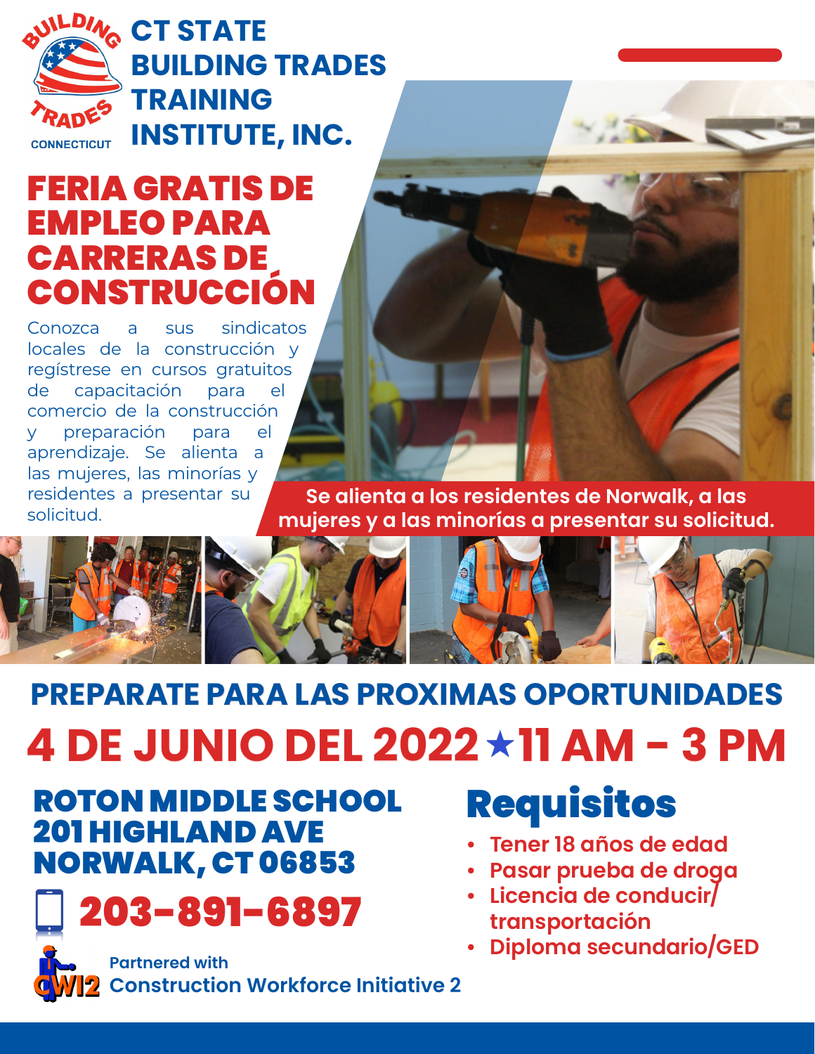# CT STATE BUILDING TRADES TRAINING INSTITUTE, INC.

BUILDING TRADES CONNECTICUT

## FERIA GRATIS DE EMPLEO PARA CARRERAS DE CONSTRUCCIÓN

Conozca a sus sindicatos locales de la construcción y regístrese en cursos gratuitos de capacitación para el comercio de la construcción y preparación para el aprendizaje. Se alienta a las mujeres, las minorías y residentes a presentar su solicitud.

**Se alienta a los residentes de Norwalk, a las mujeres y a las minorías a presentar su solicitud.**

## PREPARATE PARA LAS PROXIMAS OPORTUNIDADES

## 4 DE JUNIO DEL 2022 ★ 11 AM - 3 PM

**ROTON MIDDLE SCHOOL**
**201 HIGHLAND AVE**
**NORWALK, CT 06853**

**203-891-6897**

## Requisitos

- Tener 18 años de edad
- Pasar prueba de droga
- Licencia de conducir/ transportación
- Diploma secundario/GED

Partnered with
Construction Workforce Initiative 2